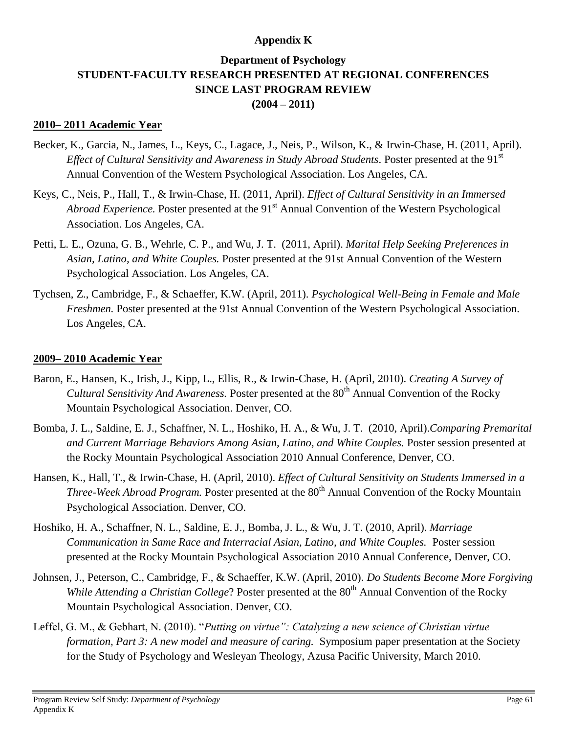**Appendix K**

**Department of Psychology**
**STUDENT-FACULTY RESEARCH PRESENTED AT REGIONAL CONFERENCES SINCE LAST PROGRAM REVIEW**
**(2004 – 2011)**

**2010– 2011 Academic Year**

Becker, K., Garcia, N., James, L., Keys, C., Lagace, J., Neis, P., Wilson, K., & Irwin-Chase, H. (2011, April). *Effect of Cultural Sensitivity and Awareness in Study Abroad Students*. Poster presented at the 91st Annual Convention of the Western Psychological Association. Los Angeles, CA.

Keys, C., Neis, P., Hall, T., & Irwin-Chase, H. (2011, April). *Effect of Cultural Sensitivity in an Immersed Abroad Experience.* Poster presented at the 91st Annual Convention of the Western Psychological Association. Los Angeles, CA.

Petti, L. E., Ozuna, G. B., Wehrle, C. P., and Wu, J. T. (2011, April). *Marital Help Seeking Preferences in Asian, Latino, and White Couples.* Poster presented at the 91st Annual Convention of the Western Psychological Association. Los Angeles, CA.

Tychsen, Z., Cambridge, F., & Schaeffer, K.W. (April, 2011). *Psychological Well-Being in Female and Male Freshmen.* Poster presented at the 91st Annual Convention of the Western Psychological Association. Los Angeles, CA.

**2009– 2010 Academic Year**

Baron, E., Hansen, K., Irish, J., Kipp, L., Ellis, R., & Irwin-Chase, H. (April, 2010). *Creating A Survey of Cultural Sensitivity And Awareness.* Poster presented at the 80th Annual Convention of the Rocky Mountain Psychological Association. Denver, CO.

Bomba, J. L., Saldine, E. J., Schaffner, N. L., Hoshiko, H. A., & Wu, J. T. (2010, April).*Comparing Premarital and Current Marriage Behaviors Among Asian, Latino, and White Couples.* Poster session presented at the Rocky Mountain Psychological Association 2010 Annual Conference, Denver, CO.

Hansen, K., Hall, T., & Irwin-Chase, H. (April, 2010). *Effect of Cultural Sensitivity on Students Immersed in a Three-Week Abroad Program.* Poster presented at the 80th Annual Convention of the Rocky Mountain Psychological Association. Denver, CO.

Hoshiko, H. A., Schaffner, N. L., Saldine, E. J., Bomba, J. L., & Wu, J. T. (2010, April). *Marriage Communication in Same Race and Interracial Asian, Latino, and White Couples.* Poster session presented at the Rocky Mountain Psychological Association 2010 Annual Conference, Denver, CO.

Johnsen, J., Peterson, C., Cambridge, F., & Schaeffer, K.W. (April, 2010). *Do Students Become More Forgiving While Attending a Christian College*? Poster presented at the 80th Annual Convention of the Rocky Mountain Psychological Association. Denver, CO.

Leffel, G. M., & Gebhart, N. (2010). "*Putting on virtue": Catalyzing a new science of Christian virtue formation, Part 3: A new model and measure of caring.* Symposium paper presentation at the Society for the Study of Psychology and Wesleyan Theology, Azusa Pacific University, March 2010.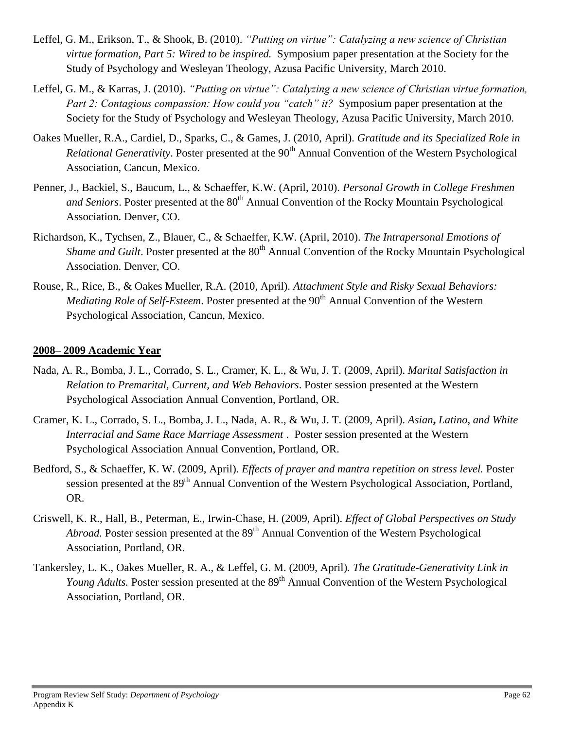Leffel, G. M., Erikson, T., & Shook, B. (2010). *"Putting on virtue": Catalyzing a new science of Christian virtue formation, Part 5: Wired to be inspired.* Symposium paper presentation at the Society for the Study of Psychology and Wesleyan Theology, Azusa Pacific University, March 2010.

Leffel, G. M., & Karras, J. (2010). *"Putting on virtue": Catalyzing a new science of Christian virtue formation, Part 2: Contagious compassion: How could you "catch" it?* Symposium paper presentation at the Society for the Study of Psychology and Wesleyan Theology, Azusa Pacific University, March 2010.

Oakes Mueller, R.A., Cardiel, D., Sparks, C., & Games, J. (2010, April). *Gratitude and its Specialized Role in Relational Generativity*. Poster presented at the 90th Annual Convention of the Western Psychological Association, Cancun, Mexico.

Penner, J., Backiel, S., Baucum, L., & Schaeffer, K.W. (April, 2010). *Personal Growth in College Freshmen and Seniors*. Poster presented at the 80th Annual Convention of the Rocky Mountain Psychological Association. Denver, CO.

Richardson, K., Tychsen, Z., Blauer, C., & Schaeffer, K.W. (April, 2010). *The Intrapersonal Emotions of Shame and Guilt*. Poster presented at the 80th Annual Convention of the Rocky Mountain Psychological Association. Denver, CO.

Rouse, R., Rice, B., & Oakes Mueller, R.A. (2010, April). *Attachment Style and Risky Sexual Behaviors: Mediating Role of Self-Esteem*. Poster presented at the 90th Annual Convention of the Western Psychological Association, Cancun, Mexico.

## 2008– 2009 Academic Year

Nada, A. R., Bomba, J. L., Corrado, S. L., Cramer, K. L., & Wu, J. T. (2009, April). *Marital Satisfaction in Relation to Premarital, Current, and Web Behaviors*. Poster session presented at the Western Psychological Association Annual Convention, Portland, OR.

Cramer, K. L., Corrado, S. L., Bomba, J. L., Nada, A. R., & Wu, J. T. (2009, April). *Asian**,** Latino, and White Interracial and Same Race Marriage Assessment* . Poster session presented at the Western Psychological Association Annual Convention, Portland, OR.

Bedford, S., & Schaeffer, K. W. (2009, April). *Effects of prayer and mantra repetition on stress level.* Poster session presented at the 89th Annual Convention of the Western Psychological Association, Portland, OR.

Criswell, K. R., Hall, B., Peterman, E., Irwin-Chase, H. (2009, April). *Effect of Global Perspectives on Study Abroad.* Poster session presented at the 89th Annual Convention of the Western Psychological Association, Portland, OR.

Tankersley, L. K., Oakes Mueller, R. A., & Leffel, G. M. (2009, April). *The Gratitude-Generativity Link in Young Adults.* Poster session presented at the 89th Annual Convention of the Western Psychological Association, Portland, OR.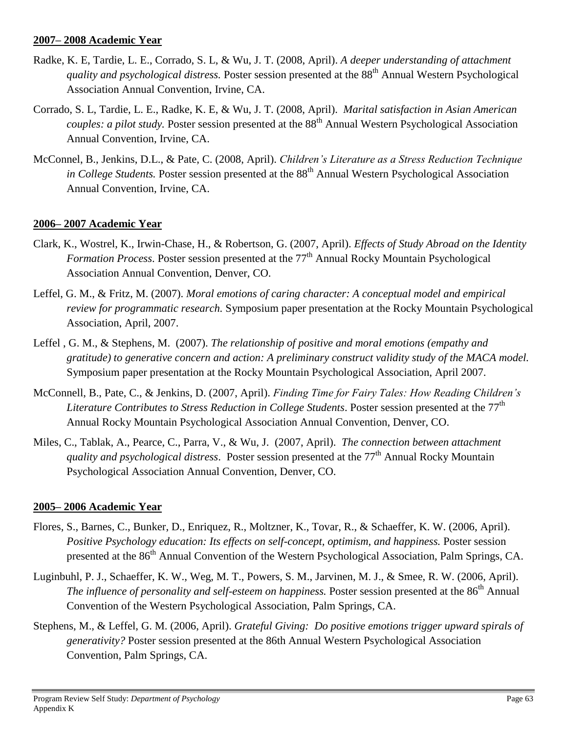**2007– 2008 Academic Year**

Radke, K. E, Tardie, L. E., Corrado, S. L, & Wu, J. T. (2008, April). *A deeper understanding of attachment quality and psychological distress.* Poster session presented at the 88th Annual Western Psychological Association Annual Convention, Irvine, CA.

Corrado, S. L, Tardie, L. E., Radke, K. E, & Wu, J. T. (2008, April). *Marital satisfaction in Asian American couples: a pilot study.* Poster session presented at the 88th Annual Western Psychological Association Annual Convention, Irvine, CA.

McConnel, B., Jenkins, D.L., & Pate, C. (2008, April). *Children's Literature as a Stress Reduction Technique in College Students.* Poster session presented at the 88th Annual Western Psychological Association Annual Convention, Irvine, CA.

**2006– 2007 Academic Year**

Clark, K., Wostrel, K., Irwin-Chase, H., & Robertson, G. (2007, April). *Effects of Study Abroad on the Identity Formation Process*. Poster session presented at the 77th Annual Rocky Mountain Psychological Association Annual Convention, Denver, CO.

Leffel, G. M., & Fritz, M. (2007). *Moral emotions of caring character: A conceptual model and empirical review for programmatic research.* Symposium paper presentation at the Rocky Mountain Psychological Association, April, 2007.

Leffel , G. M., & Stephens, M. (2007). *The relationship of positive and moral emotions (empathy and gratitude) to generative concern and action: A preliminary construct validity study of the MACA model.* Symposium paper presentation at the Rocky Mountain Psychological Association, April 2007.

McConnell, B., Pate, C., & Jenkins, D. (2007, April). *Finding Time for Fairy Tales: How Reading Children's Literature Contributes to Stress Reduction in College Students*. Poster session presented at the 77th Annual Rocky Mountain Psychological Association Annual Convention, Denver, CO.

Miles, C., Tablak, A., Pearce, C., Parra, V., & Wu, J. (2007, April). *The connection between attachment quality and psychological distress*. Poster session presented at the 77th Annual Rocky Mountain Psychological Association Annual Convention, Denver, CO.

**2005– 2006 Academic Year**

Flores, S., Barnes, C., Bunker, D., Enriquez, R., Moltzner, K., Tovar, R., & Schaeffer, K. W. (2006, April). *Positive Psychology education: Its effects on self-concept, optimism, and happiness.* Poster session presented at the 86th Annual Convention of the Western Psychological Association, Palm Springs, CA.

Luginbuhl, P. J., Schaeffer, K. W., Weg, M. T., Powers, S. M., Jarvinen, M. J., & Smee, R. W. (2006, April). *The influence of personality and self-esteem on happiness.* Poster session presented at the 86th Annual Convention of the Western Psychological Association, Palm Springs, CA.

Stephens, M., & Leffel, G. M. (2006, April). *Grateful Giving: Do positive emotions trigger upward spirals of generativity?* Poster session presented at the 86th Annual Western Psychological Association Convention, Palm Springs, CA.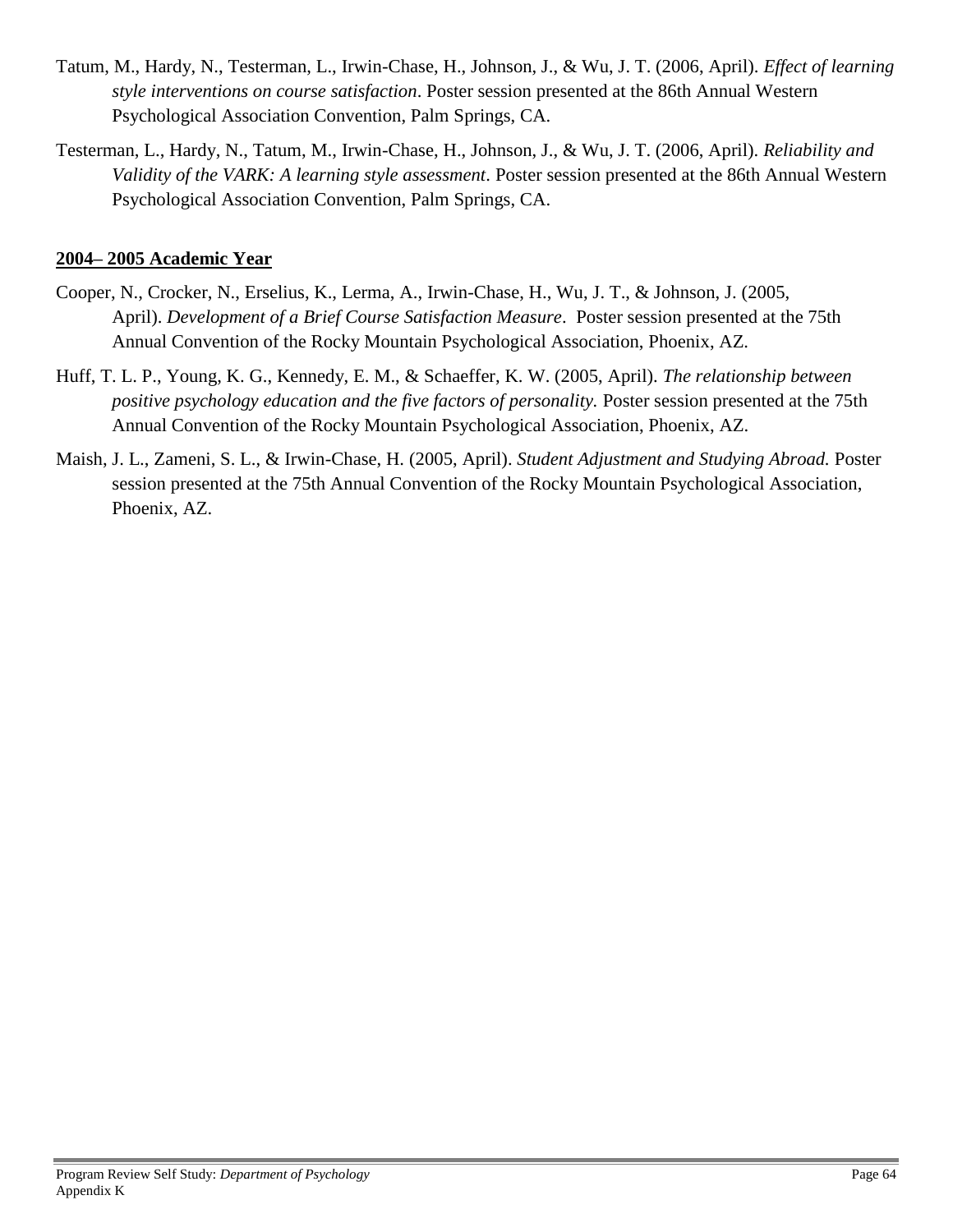Tatum, M., Hardy, N., Testerman, L., Irwin-Chase, H., Johnson, J., & Wu, J. T. (2006, April). *Effect of learning style interventions on course satisfaction*. Poster session presented at the 86th Annual Western Psychological Association Convention, Palm Springs, CA.

Testerman, L., Hardy, N., Tatum, M., Irwin-Chase, H., Johnson, J., & Wu, J. T. (2006, April). *Reliability and Validity of the VARK: A learning style assessment*. Poster session presented at the 86th Annual Western Psychological Association Convention, Palm Springs, CA.

**2004– 2005 Academic Year**

Cooper, N., Crocker, N., Erselius, K., Lerma, A., Irwin-Chase, H., Wu, J. T., & Johnson, J. (2005, April). *Development of a Brief Course Satisfaction Measure*. Poster session presented at the 75th Annual Convention of the Rocky Mountain Psychological Association, Phoenix, AZ.

Huff, T. L. P., Young, K. G., Kennedy, E. M., & Schaeffer, K. W. (2005, April). *The relationship between positive psychology education and the five factors of personality.* Poster session presented at the 75th Annual Convention of the Rocky Mountain Psychological Association, Phoenix, AZ.

Maish, J. L., Zameni, S. L., & Irwin-Chase, H. (2005, April). *Student Adjustment and Studying Abroad.* Poster session presented at the 75th Annual Convention of the Rocky Mountain Psychological Association, Phoenix, AZ.